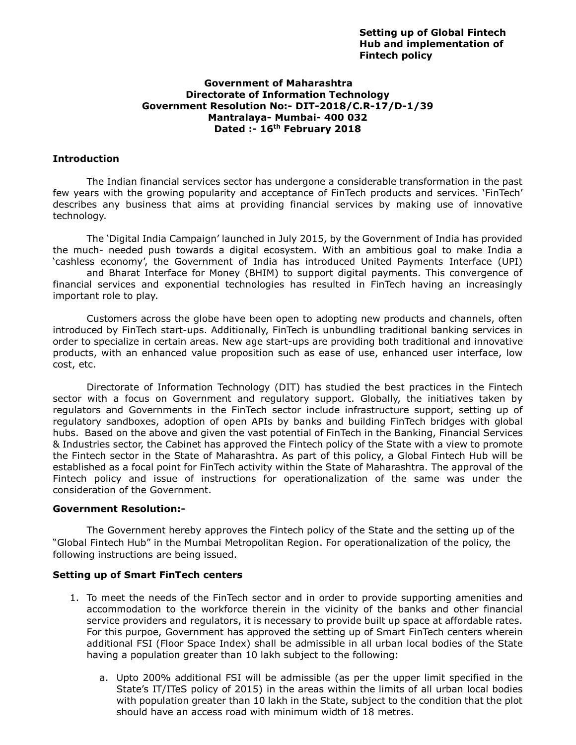**Setting up of Global Fintech Hub and implementation of Fintech policy**

**Government of Maharashtra**
**Directorate of Information Technology**
**Government Resolution No:- DIT-2018/C.R-17/D-1/39**
**Mantralaya- Mumbai- 400 032**
**Dated :- 16th February 2018**

### Introduction

The Indian financial services sector has undergone a considerable transformation in the past few years with the growing popularity and acceptance of FinTech products and services. 'FinTech' describes any business that aims at providing financial services by making use of innovative technology.

The 'Digital India Campaign' launched in July 2015, by the Government of India has provided the much- needed push towards a digital ecosystem. With an ambitious goal to make India a 'cashless economy', the Government of India has introduced United Payments Interface (UPI) and Bharat Interface for Money (BHIM) to support digital payments. This convergence of financial services and exponential technologies has resulted in FinTech having an increasingly important role to play.

Customers across the globe have been open to adopting new products and channels, often introduced by FinTech start-ups. Additionally, FinTech is unbundling traditional banking services in order to specialize in certain areas. New age start-ups are providing both traditional and innovative products, with an enhanced value proposition such as ease of use, enhanced user interface, low cost, etc.

Directorate of Information Technology (DIT) has studied the best practices in the Fintech sector with a focus on Government and regulatory support. Globally, the initiatives taken by regulators and Governments in the FinTech sector include infrastructure support, setting up of regulatory sandboxes, adoption of open APIs by banks and building FinTech bridges with global hubs. Based on the above and given the vast potential of FinTech in the Banking, Financial Services & Industries sector, the Cabinet has approved the Fintech policy of the State with a view to promote the Fintech sector in the State of Maharashtra. As part of this policy, a Global Fintech Hub will be established as a focal point for FinTech activity within the State of Maharashtra. The approval of the Fintech policy and issue of instructions for operationalization of the same was under the consideration of the Government.

### Government Resolution:-

The Government hereby approves the Fintech policy of the State and the setting up of the "Global Fintech Hub" in the Mumbai Metropolitan Region. For operationalization of the policy, the following instructions are being issued.

### Setting up of Smart FinTech centers

1. To meet the needs of the FinTech sector and in order to provide supporting amenities and accommodation to the workforce therein in the vicinity of the banks and other financial service providers and regulators, it is necessary to provide built up space at affordable rates. For this purpoe, Government has approved the setting up of Smart FinTech centers wherein additional FSI (Floor Space Index) shall be admissible in all urban local bodies of the State having a population greater than 10 lakh subject to the following:

   a. Upto 200% additional FSI will be admissible (as per the upper limit specified in the State's IT/ITeS policy of 2015) in the areas within the limits of all urban local bodies with population greater than 10 lakh in the State, subject to the condition that the plot should have an access road with minimum width of 18 metres.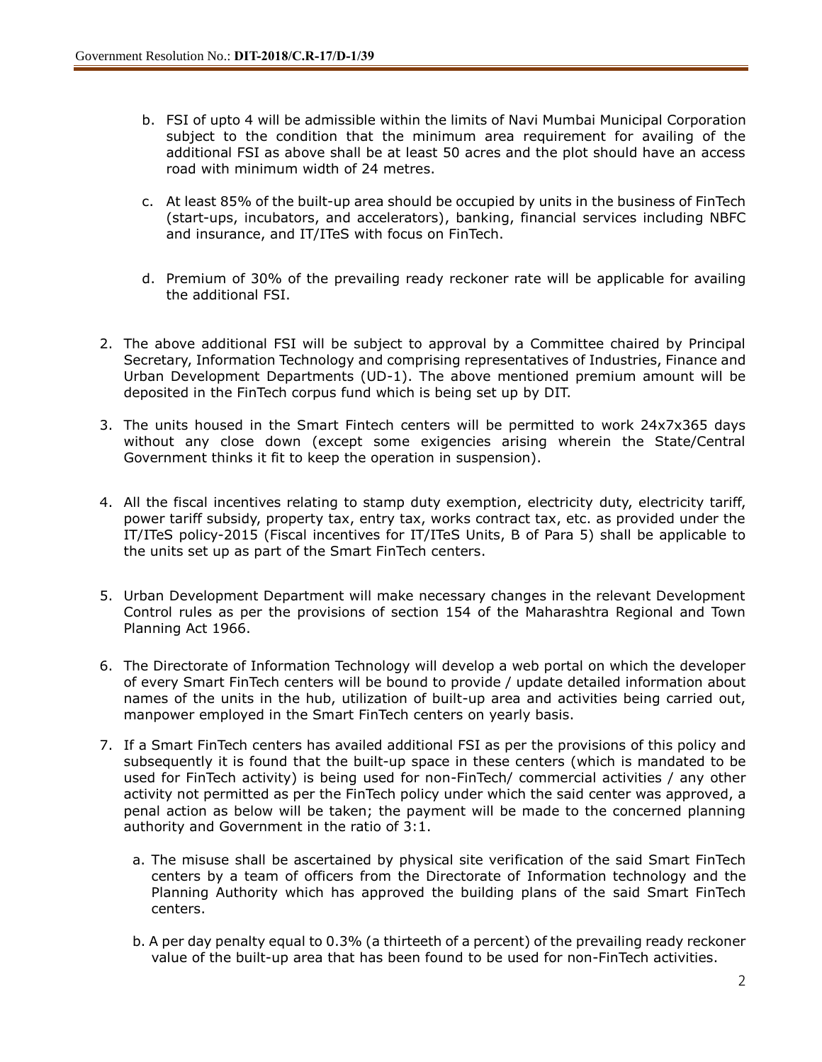b. FSI of upto 4 will be admissible within the limits of Navi Mumbai Municipal Corporation subject to the condition that the minimum area requirement for availing of the additional FSI as above shall be at least 50 acres and the plot should have an access road with minimum width of 24 metres.

c. At least 85% of the built-up area should be occupied by units in the business of FinTech (start-ups, incubators, and accelerators), banking, financial services including NBFC and insurance, and IT/ITeS with focus on FinTech.

d. Premium of 30% of the prevailing ready reckoner rate will be applicable for availing the additional FSI.

2. The above additional FSI will be subject to approval by a Committee chaired by Principal Secretary, Information Technology and comprising representatives of Industries, Finance and Urban Development Departments (UD-1). The above mentioned premium amount will be deposited in the FinTech corpus fund which is being set up by DIT.

3. The units housed in the Smart Fintech centers will be permitted to work 24x7x365 days without any close down (except some exigencies arising wherein the State/Central Government thinks it fit to keep the operation in suspension).

4. All the fiscal incentives relating to stamp duty exemption, electricity duty, electricity tariff, power tariff subsidy, property tax, entry tax, works contract tax, etc. as provided under the IT/ITeS policy-2015 (Fiscal incentives for IT/ITeS Units, B of Para 5) shall be applicable to the units set up as part of the Smart FinTech centers.

5. Urban Development Department will make necessary changes in the relevant Development Control rules as per the provisions of section 154 of the Maharashtra Regional and Town Planning Act 1966.

6. The Directorate of Information Technology will develop a web portal on which the developer of every Smart FinTech centers will be bound to provide / update detailed information about names of the units in the hub, utilization of built-up area and activities being carried out, manpower employed in the Smart FinTech centers on yearly basis.

7. If a Smart FinTech centers has availed additional FSI as per the provisions of this policy and subsequently it is found that the built-up space in these centers (which is mandated to be used for FinTech activity) is being used for non-FinTech/ commercial activities / any other activity not permitted as per the FinTech policy under which the said center was approved, a penal action as below will be taken; the payment will be made to the concerned planning authority and Government in the ratio of 3:1.

   a. The misuse shall be ascertained by physical site verification of the said Smart FinTech centers by a team of officers from the Directorate of Information technology and the Planning Authority which has approved the building plans of the said Smart FinTech centers.

   b. A per day penalty equal to 0.3% (a thirteeth of a percent) of the prevailing ready reckoner value of the built-up area that has been found to be used for non-FinTech activities.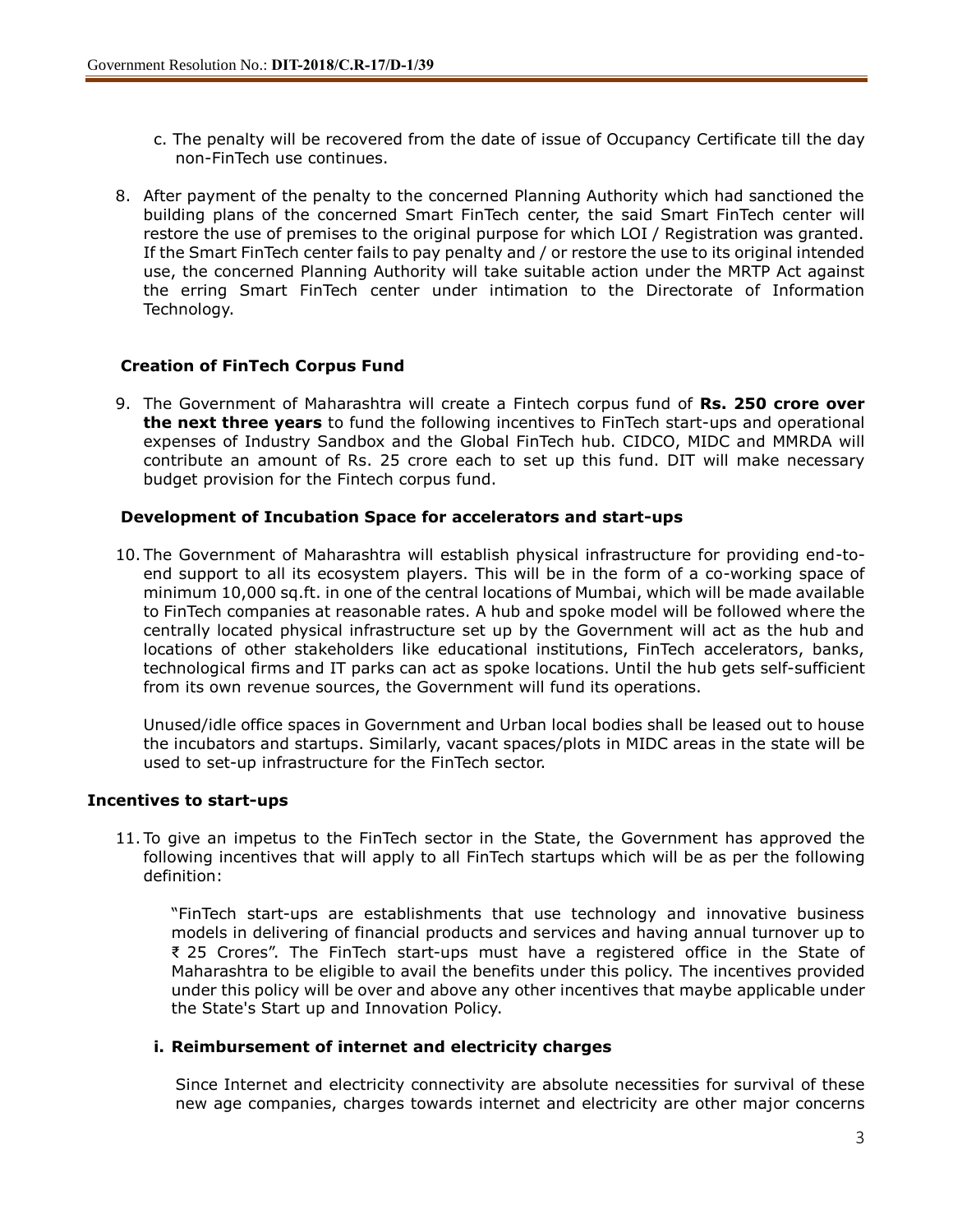c. The penalty will be recovered from the date of issue of Occupancy Certificate till the day non-FinTech use continues.

8. After payment of the penalty to the concerned Planning Authority which had sanctioned the building plans of the concerned Smart FinTech center, the said Smart FinTech center will restore the use of premises to the original purpose for which LOI / Registration was granted. If the Smart FinTech center fails to pay penalty and / or restore the use to its original intended use, the concerned Planning Authority will take suitable action under the MRTP Act against the erring Smart FinTech center under intimation to the Directorate of Information Technology.

### Creation of FinTech Corpus Fund

9. The Government of Maharashtra will create a Fintech corpus fund of **Rs. 250 crore over the next three years** to fund the following incentives to FinTech start-ups and operational expenses of Industry Sandbox and the Global FinTech hub. CIDCO, MIDC and MMRDA will contribute an amount of Rs. 25 crore each to set up this fund. DIT will make necessary budget provision for the Fintech corpus fund.

### Development of Incubation Space for accelerators and start-ups

10. The Government of Maharashtra will establish physical infrastructure for providing end-to-end support to all its ecosystem players. This will be in the form of a co-working space of minimum 10,000 sq.ft. in one of the central locations of Mumbai, which will be made available to FinTech companies at reasonable rates. A hub and spoke model will be followed where the centrally located physical infrastructure set up by the Government will act as the hub and locations of other stakeholders like educational institutions, FinTech accelerators, banks, technological firms and IT parks can act as spoke locations. Until the hub gets self-sufficient from its own revenue sources, the Government will fund its operations.

    Unused/idle office spaces in Government and Urban local bodies shall be leased out to house the incubators and startups. Similarly, vacant spaces/plots in MIDC areas in the state will be used to set-up infrastructure for the FinTech sector.

### Incentives to start-ups

11. To give an impetus to the FinTech sector in the State, the Government has approved the following incentives that will apply to all FinTech startups which will be as per the following definition:

    "FinTech start-ups are establishments that use technology and innovative business models in delivering of financial products and services and having annual turnover up to ₹ 25 Crores". The FinTech start-ups must have a registered office in the State of Maharashtra to be eligible to avail the benefits under this policy. The incentives provided under this policy will be over and above any other incentives that maybe applicable under the State's Start up and Innovation Policy.

    **i. Reimbursement of internet and electricity charges**

    Since Internet and electricity connectivity are absolute necessities for survival of these new age companies, charges towards internet and electricity are other major concerns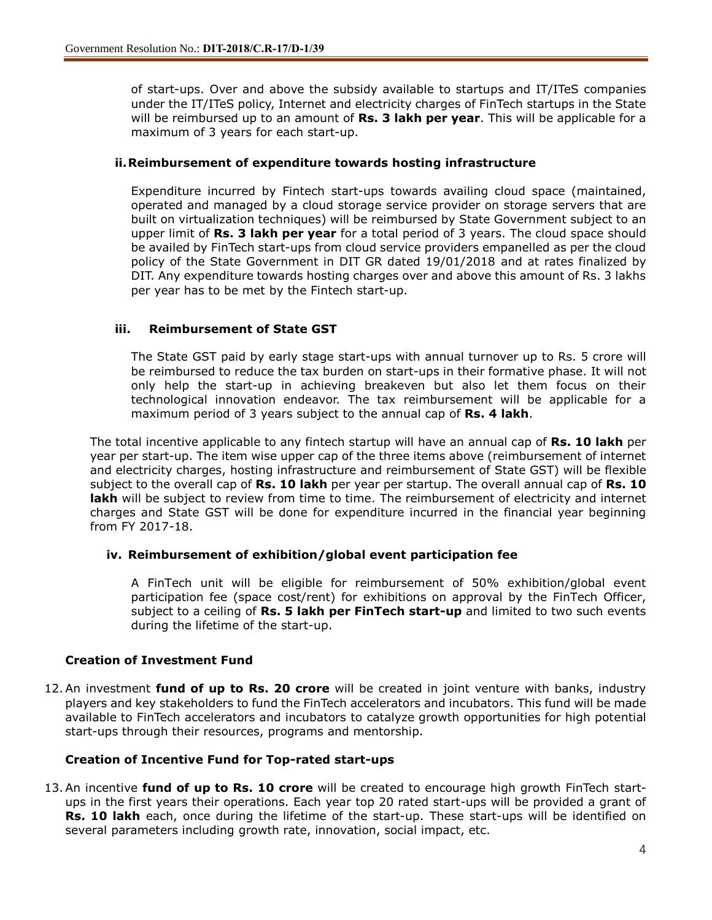of start-ups. Over and above the subsidy available to startups and IT/ITeS companies under the IT/ITeS policy, Internet and electricity charges of FinTech startups in the State will be reimbursed up to an amount of **Rs. 3 lakh per year**. This will be applicable for a maximum of 3 years for each start-up.

**ii. Reimbursement of expenditure towards hosting infrastructure**

Expenditure incurred by Fintech start-ups towards availing cloud space (maintained, operated and managed by a cloud storage service provider on storage servers that are built on virtualization techniques) will be reimbursed by State Government subject to an upper limit of **Rs. 3 lakh per year** for a total period of 3 years. The cloud space should be availed by FinTech start-ups from cloud service providers empanelled as per the cloud policy of the State Government in DIT GR dated 19/01/2018 and at rates finalized by DIT. Any expenditure towards hosting charges over and above this amount of Rs. 3 lakhs per year has to be met by the Fintech start-up.

**iii. Reimbursement of State GST**

The State GST paid by early stage start-ups with annual turnover up to Rs. 5 crore will be reimbursed to reduce the tax burden on start-ups in their formative phase. It will not only help the start-up in achieving breakeven but also let them focus on their technological innovation endeavor. The tax reimbursement will be applicable for a maximum period of 3 years subject to the annual cap of **Rs. 4 lakh**.

The total incentive applicable to any fintech startup will have an annual cap of **Rs. 10 lakh** per year per start-up. The item wise upper cap of the three items above (reimbursement of internet and electricity charges, hosting infrastructure and reimbursement of State GST) will be flexible subject to the overall cap of **Rs. 10 lakh** per year per startup. The overall annual cap of **Rs. 10 lakh** will be subject to review from time to time. The reimbursement of electricity and internet charges and State GST will be done for expenditure incurred in the financial year beginning from FY 2017-18.

**iv. Reimbursement of exhibition/global event participation fee**

A FinTech unit will be eligible for reimbursement of 50% exhibition/global event participation fee (space cost/rent) for exhibitions on approval by the FinTech Officer, subject to a ceiling of **Rs. 5 lakh per FinTech start-up** and limited to two such events during the lifetime of the start-up.

**Creation of Investment Fund**

12. An investment **fund of up to Rs. 20 crore** will be created in joint venture with banks, industry players and key stakeholders to fund the FinTech accelerators and incubators. This fund will be made available to FinTech accelerators and incubators to catalyze growth opportunities for high potential start-ups through their resources, programs and mentorship.

**Creation of Incentive Fund for Top-rated start-ups**

13. An incentive **fund of up to Rs. 10 crore** will be created to encourage high growth FinTech start-ups in the first years their operations. Each year top 20 rated start-ups will be provided a grant of **Rs. 10 lakh** each, once during the lifetime of the start-up. These start-ups will be identified on several parameters including growth rate, innovation, social impact, etc.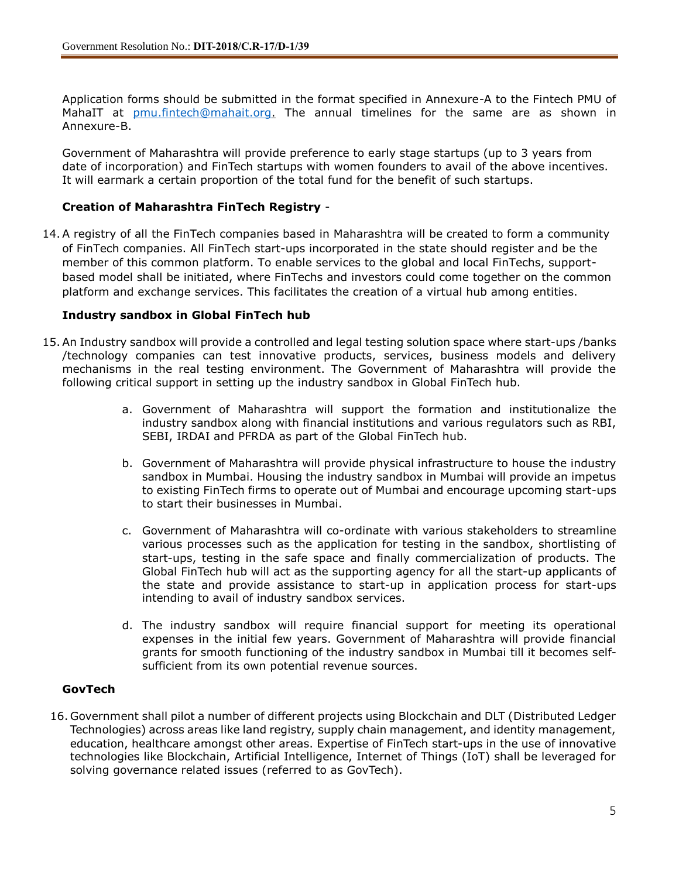Application forms should be submitted in the format specified in Annexure-A to the Fintech PMU of MahaIT at pmu.fintech@mahait.org. The annual timelines for the same are as shown in Annexure-B.

Government of Maharashtra will provide preference to early stage startups (up to 3 years from date of incorporation) and FinTech startups with women founders to avail of the above incentives. It will earmark a certain proportion of the total fund for the benefit of such startups.

**Creation of Maharashtra FinTech Registry** -

14. A registry of all the FinTech companies based in Maharashtra will be created to form a community of FinTech companies. All FinTech start-ups incorporated in the state should register and be the member of this common platform. To enable services to the global and local FinTechs, support-based model shall be initiated, where FinTechs and investors could come together on the common platform and exchange services. This facilitates the creation of a virtual hub among entities.

**Industry sandbox in Global FinTech hub**

15. An Industry sandbox will provide a controlled and legal testing solution space where start-ups /banks /technology companies can test innovative products, services, business models and delivery mechanisms in the real testing environment. The Government of Maharashtra will provide the following critical support in setting up the industry sandbox in Global FinTech hub.

    a. Government of Maharashtra will support the formation and institutionalize the industry sandbox along with financial institutions and various regulators such as RBI, SEBI, IRDAI and PFRDA as part of the Global FinTech hub.

    b. Government of Maharashtra will provide physical infrastructure to house the industry sandbox in Mumbai. Housing the industry sandbox in Mumbai will provide an impetus to existing FinTech firms to operate out of Mumbai and encourage upcoming start-ups to start their businesses in Mumbai.

    c. Government of Maharashtra will co-ordinate with various stakeholders to streamline various processes such as the application for testing in the sandbox, shortlisting of start-ups, testing in the safe space and finally commercialization of products. The Global FinTech hub will act as the supporting agency for all the start-up applicants of the state and provide assistance to start-up in application process for start-ups intending to avail of industry sandbox services.

    d. The industry sandbox will require financial support for meeting its operational expenses in the initial few years. Government of Maharashtra will provide financial grants for smooth functioning of the industry sandbox in Mumbai till it becomes self-sufficient from its own potential revenue sources.

**GovTech**

16. Government shall pilot a number of different projects using Blockchain and DLT (Distributed Ledger Technologies) across areas like land registry, supply chain management, and identity management, education, healthcare amongst other areas. Expertise of FinTech start-ups in the use of innovative technologies like Blockchain, Artificial Intelligence, Internet of Things (IoT) shall be leveraged for solving governance related issues (referred to as GovTech).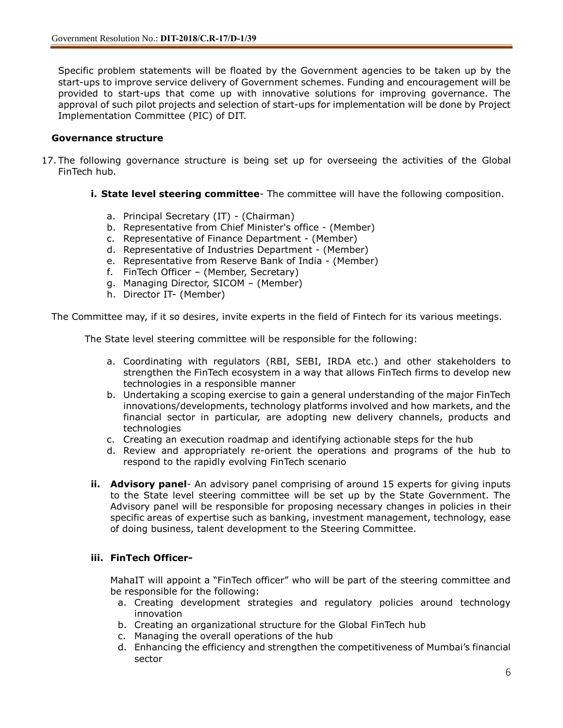Specific problem statements will be floated by the Government agencies to be taken up by the start-ups to improve service delivery of Government schemes. Funding and encouragement will be provided to start-ups that come up with innovative solutions for improving governance. The approval of such pilot projects and selection of start-ups for implementation will be done by Project Implementation Committee (PIC) of DIT.

**Governance structure**

17. The following governance structure is being set up for overseeing the activities of the Global FinTech hub.

   **i. State level steering committee**- The committee will have the following composition.

      a. Principal Secretary (IT) - (Chairman)
      b. Representative from Chief Minister's office - (Member)
      c. Representative of Finance Department - (Member)
      d. Representative of Industries Department - (Member)
      e. Representative from Reserve Bank of India - (Member)
      f. FinTech Officer – (Member, Secretary)
      g. Managing Director, SICOM – (Member)
      h. Director IT- (Member)

The Committee may, if it so desires, invite experts in the field of Fintech for its various meetings.

The State level steering committee will be responsible for the following:

   a. Coordinating with regulators (RBI, SEBI, IRDA etc.) and other stakeholders to strengthen the FinTech ecosystem in a way that allows FinTech firms to develop new technologies in a responsible manner
   b. Undertaking a scoping exercise to gain a general understanding of the major FinTech innovations/developments, technology platforms involved and how markets, and the financial sector in particular, are adopting new delivery channels, products and technologies
   c. Creating an execution roadmap and identifying actionable steps for the hub
   d. Review and appropriately re-orient the operations and programs of the hub to respond to the rapidly evolving FinTech scenario

   **ii. Advisory panel**- An advisory panel comprising of around 15 experts for giving inputs to the State level steering committee will be set up by the State Government. The Advisory panel will be responsible for proposing necessary changes in policies in their specific areas of expertise such as banking, investment management, technology, ease of doing business, talent development to the Steering Committee.

   **iii. FinTech Officer-**

   MahaIT will appoint a "FinTech officer" who will be part of the steering committee and be responsible for the following:

      a. Creating development strategies and regulatory policies around technology innovation
      b. Creating an organizational structure for the Global FinTech hub
      c. Managing the overall operations of the hub
      d. Enhancing the efficiency and strengthen the competitiveness of Mumbai's financial sector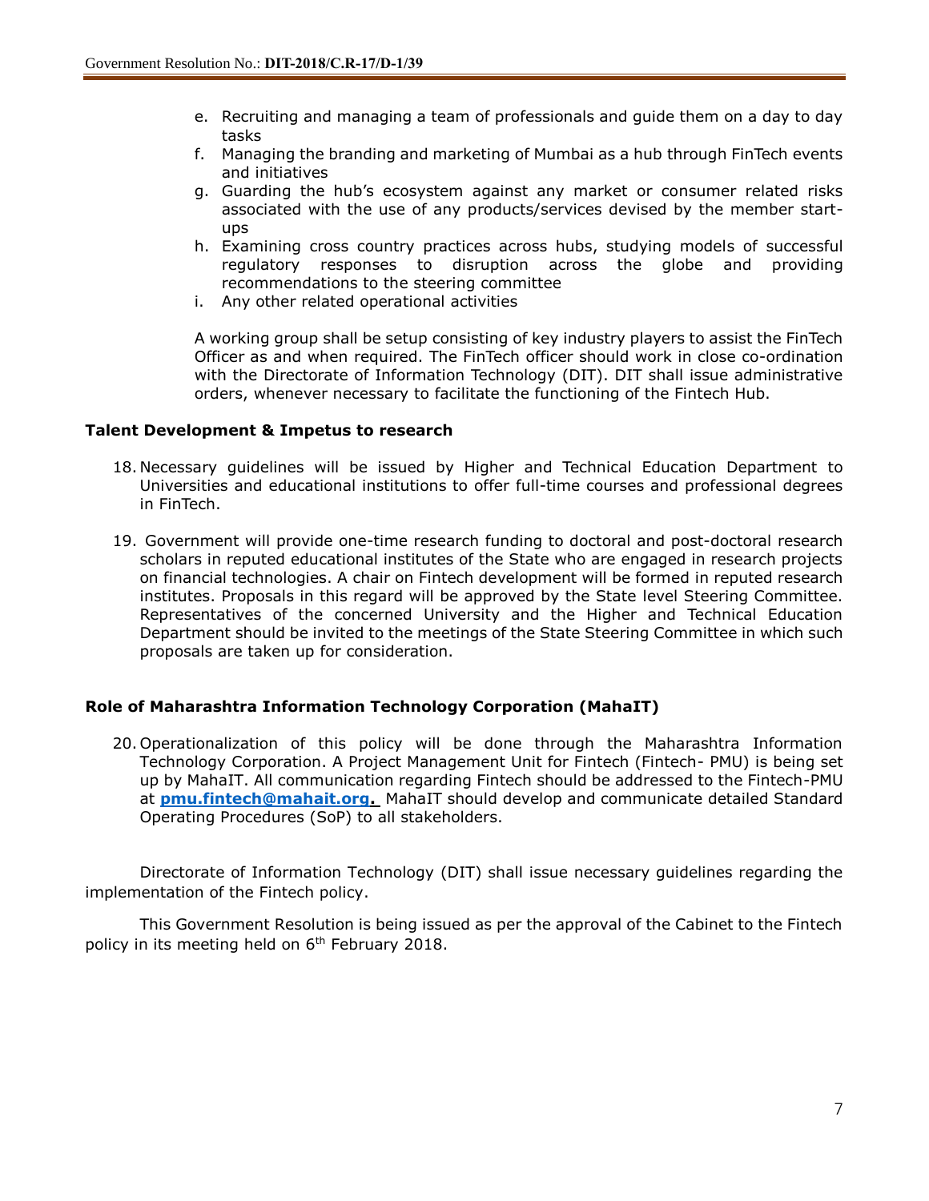e. Recruiting and managing a team of professionals and guide them on a day to day tasks
f. Managing the branding and marketing of Mumbai as a hub through FinTech events and initiatives
g. Guarding the hub's ecosystem against any market or consumer related risks associated with the use of any products/services devised by the member start-ups
h. Examining cross country practices across hubs, studying models of successful regulatory responses to disruption across the globe and providing recommendations to the steering committee
i. Any other related operational activities

A working group shall be setup consisting of key industry players to assist the FinTech Officer as and when required. The FinTech officer should work in close co-ordination with the Directorate of Information Technology (DIT). DIT shall issue administrative orders, whenever necessary to facilitate the functioning of the Fintech Hub.

**Talent Development & Impetus to research**

18. Necessary guidelines will be issued by Higher and Technical Education Department to Universities and educational institutions to offer full-time courses and professional degrees in FinTech.

19. Government will provide one-time research funding to doctoral and post-doctoral research scholars in reputed educational institutes of the State who are engaged in research projects on financial technologies. A chair on Fintech development will be formed in reputed research institutes. Proposals in this regard will be approved by the State level Steering Committee. Representatives of the concerned University and the Higher and Technical Education Department should be invited to the meetings of the State Steering Committee in which such proposals are taken up for consideration.

**Role of Maharashtra Information Technology Corporation (MahaIT)**

20. Operationalization of this policy will be done through the Maharashtra Information Technology Corporation. A Project Management Unit for Fintech (Fintech- PMU) is being set up by MahaIT. All communication regarding Fintech should be addressed to the Fintech-PMU at **pmu.fintech@mahait.org.** MahaIT should develop and communicate detailed Standard Operating Procedures (SoP) to all stakeholders.

Directorate of Information Technology (DIT) shall issue necessary guidelines regarding the implementation of the Fintech policy.

This Government Resolution is being issued as per the approval of the Cabinet to the Fintech policy in its meeting held on 6th February 2018.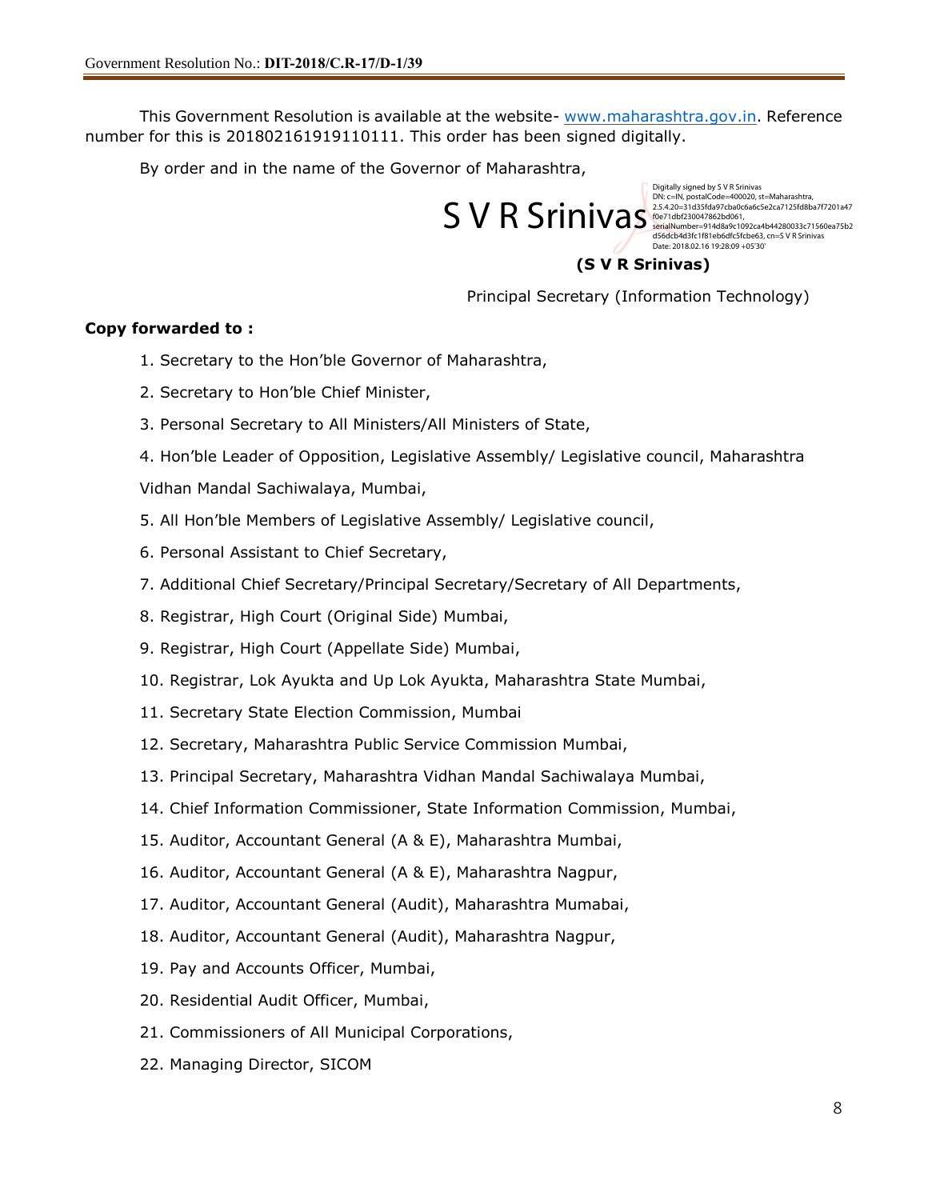This Government Resolution is available at the website- www.maharashtra.gov.in. Reference number for this is 201802161919110111. This order has been signed digitally.

By order and in the name of the Governor of Maharashtra,

S V R Srinivas

Digitally signed by S V R Srinivas
DN: c=IN, postalCode=400020, st=Maharashtra, 2.5.4.20=31d35fda97cba0c6a6c5e2ca7125fd8ba7f7201a47f0e71dbf230047862bd061, serialNumber=914d8a9c1092ca4b44280033c71560ea75b2d56dcb4d3fc1f81eb6dfc5fcbe63, cn=S V R Srinivas
Date: 2018.02.16 19:28:09 +05'30'

**(S V R Srinivas)**

Principal Secretary (Information Technology)

**Copy forwarded to :**

1. Secretary to the Hon'ble Governor of Maharashtra,
2. Secretary to Hon'ble Chief Minister,
3. Personal Secretary to All Ministers/All Ministers of State,
4. Hon'ble Leader of Opposition, Legislative Assembly/ Legislative council, Maharashtra Vidhan Mandal Sachiwalaya, Mumbai,
5. All Hon'ble Members of Legislative Assembly/ Legislative council,
6. Personal Assistant to Chief Secretary,
7. Additional Chief Secretary/Principal Secretary/Secretary of All Departments,
8. Registrar, High Court (Original Side) Mumbai,
9. Registrar, High Court (Appellate Side) Mumbai,
10. Registrar, Lok Ayukta and Up Lok Ayukta, Maharashtra State Mumbai,
11. Secretary State Election Commission, Mumbai
12. Secretary, Maharashtra Public Service Commission Mumbai,
13. Principal Secretary, Maharashtra Vidhan Mandal Sachiwalaya Mumbai,
14. Chief Information Commissioner, State Information Commission, Mumbai,
15. Auditor, Accountant General (A & E), Maharashtra Mumbai,
16. Auditor, Accountant General (A & E), Maharashtra Nagpur,
17. Auditor, Accountant General (Audit), Maharashtra Mumabai,
18. Auditor, Accountant General (Audit), Maharashtra Nagpur,
19. Pay and Accounts Officer, Mumbai,
20. Residential Audit Officer, Mumbai,
21. Commissioners of All Municipal Corporations,
22. Managing Director, SICOM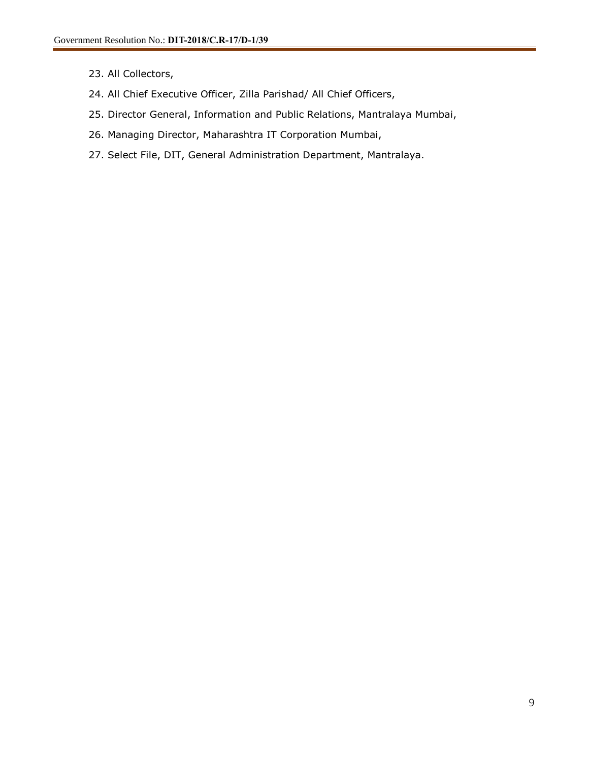23. All Collectors,
24. All Chief Executive Officer, Zilla Parishad/ All Chief Officers,
25. Director General, Information and Public Relations, Mantralaya Mumbai,
26. Managing Director, Maharashtra IT Corporation Mumbai,
27. Select File, DIT, General Administration Department, Mantralaya.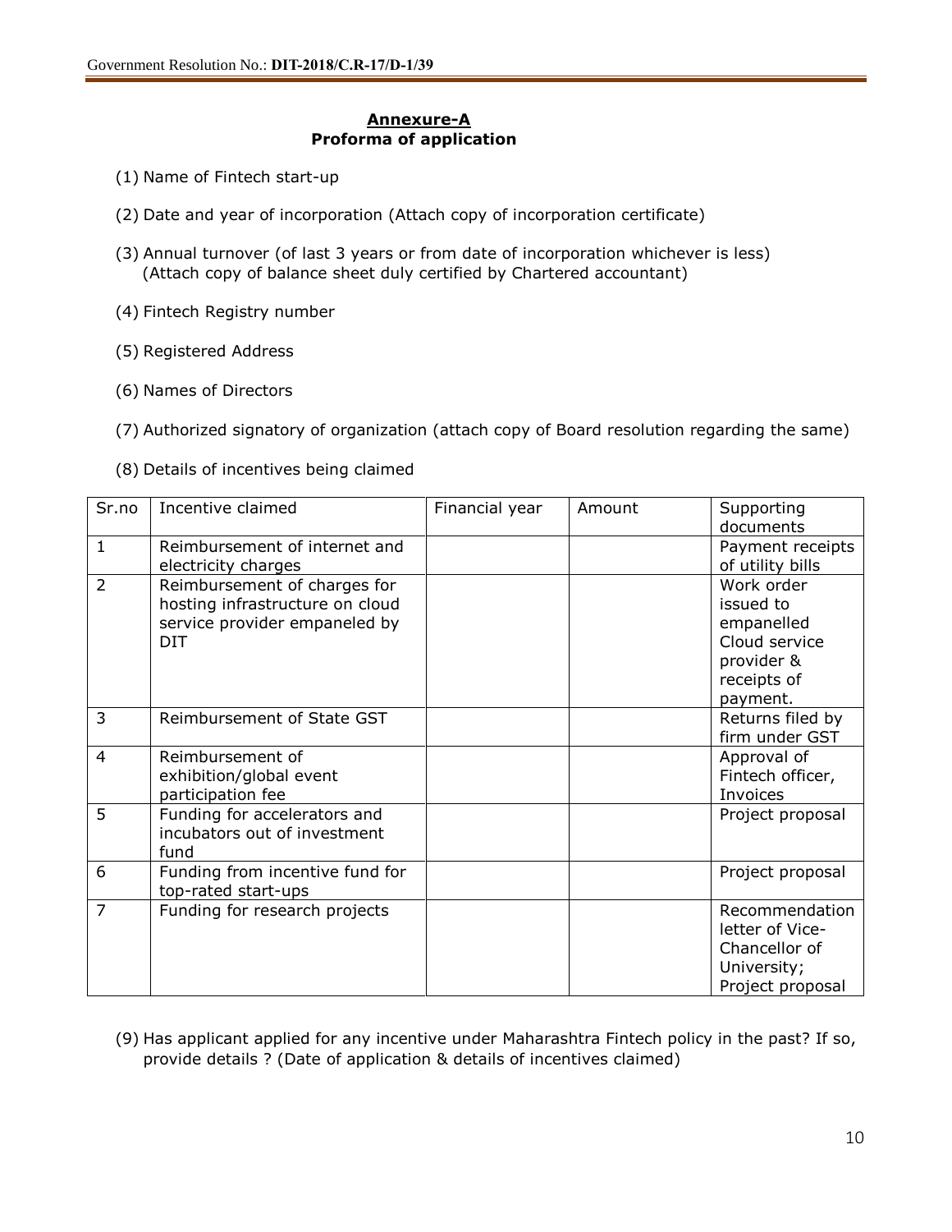## Annexure-A
**Proforma of application**

(1) Name of Fintech start-up

(2) Date and year of incorporation (Attach copy of incorporation certificate)

(3) Annual turnover (of last 3 years or from date of incorporation whichever is less) (Attach copy of balance sheet duly certified by Chartered accountant)

(4) Fintech Registry number

(5) Registered Address

(6) Names of Directors

(7) Authorized signatory of organization (attach copy of Board resolution regarding the same)

(8) Details of incentives being claimed

| Sr.no | Incentive claimed | Financial year | Amount | Supporting documents |
|---|---|---|---|---|
| 1 | Reimbursement of internet and electricity charges | | | Payment receipts of utility bills |
| 2 | Reimbursement of charges for hosting infrastructure on cloud service provider empaneled by DIT | | | Work order issued to empanelled Cloud service provider & receipts of payment. |
| 3 | Reimbursement of State GST | | | Returns filed by firm under GST |
| 4 | Reimbursement of exhibition/global event participation fee | | | Approval of Fintech officer, Invoices |
| 5 | Funding for accelerators and incubators out of investment fund | | | Project proposal |
| 6 | Funding from incentive fund for top-rated start-ups | | | Project proposal |
| 7 | Funding for research projects | | | Recommendation letter of Vice-Chancellor of University; Project proposal |

(9) Has applicant applied for any incentive under Maharashtra Fintech policy in the past? If so, provide details ? (Date of application & details of incentives claimed)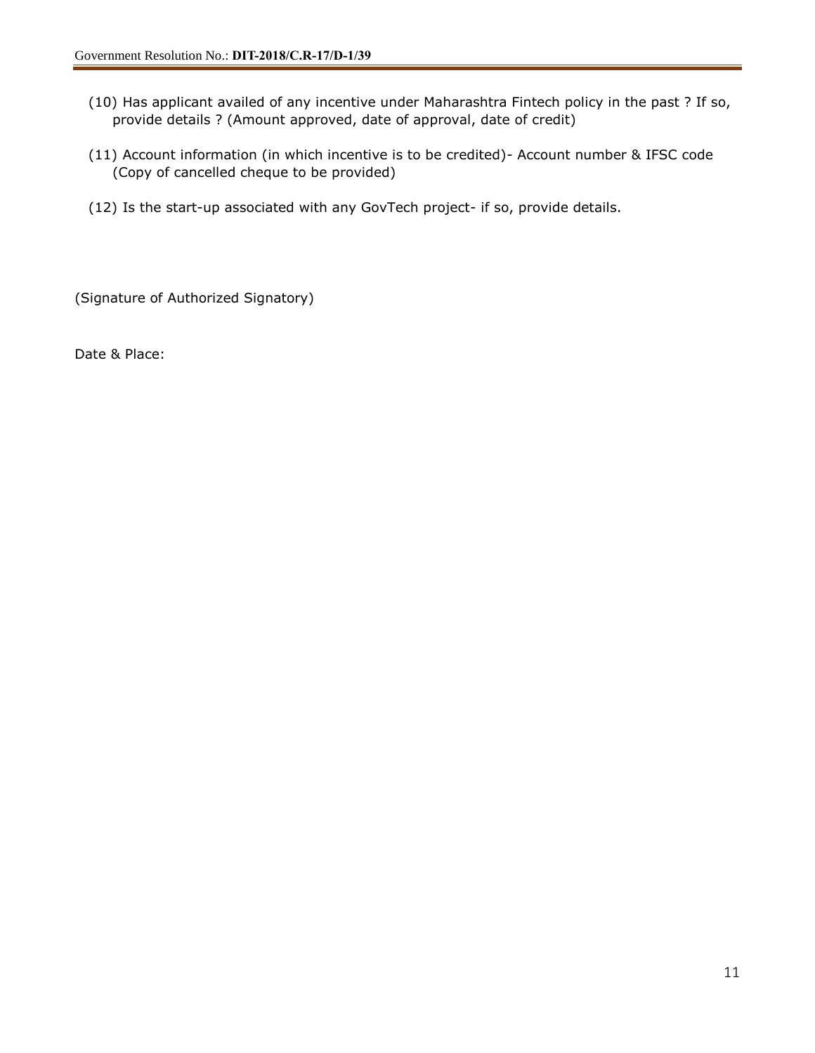(10) Has applicant availed of any incentive under Maharashtra Fintech policy in the past ? If so, provide details ? (Amount approved, date of approval, date of credit)

(11) Account information (in which incentive is to be credited)- Account number & IFSC code (Copy of cancelled cheque to be provided)

(12) Is the start-up associated with any GovTech project- if so, provide details.

(Signature of Authorized Signatory)

Date & Place: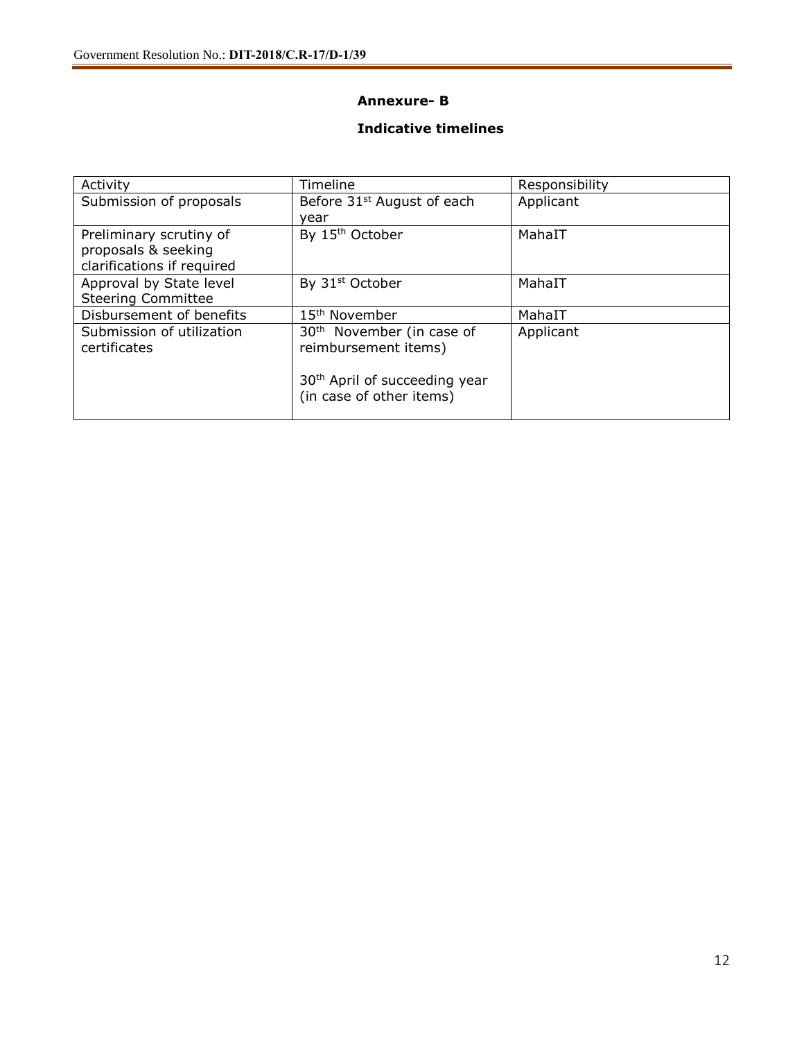## Annexure- B

### Indicative timelines

| Activity | Timeline | Responsibility |
|---|---|---|
| Submission of proposals | Before 31st August of each year | Applicant |
| Preliminary scrutiny of proposals & seeking clarifications if required | By 15th October | MahaIT |
| Approval by State level Steering Committee | By 31st October | MahaIT |
| Disbursement of benefits | 15th November | MahaIT |
| Submission of utilization certificates | 30th November (in case of reimbursement items)<br><br>30th April of succeeding year (in case of other items) | Applicant |